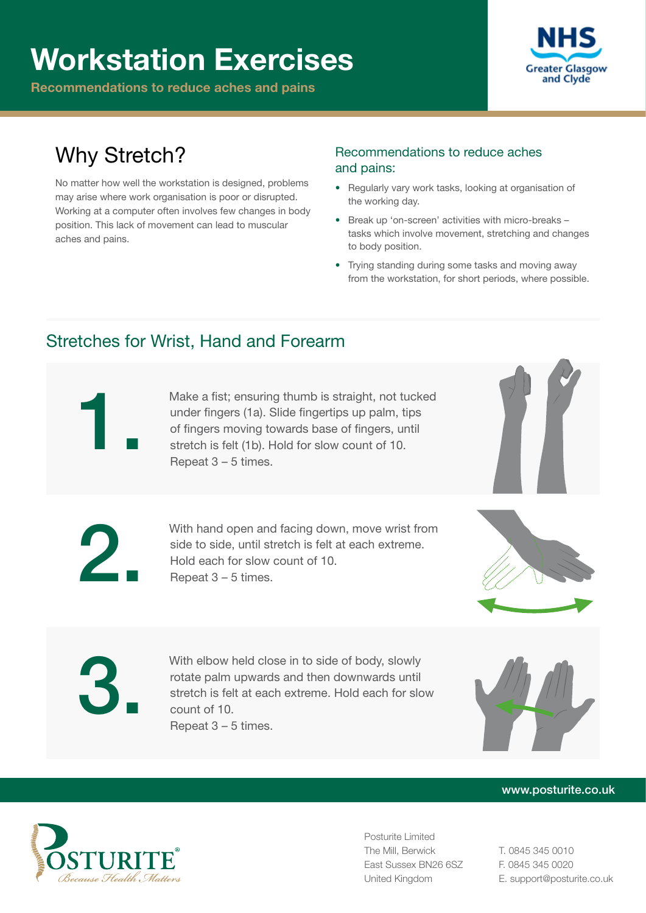# Workstation Exercises

**Recommendations to reduce aches and pains**

NHS Greater Glasgow and Clyde

## Why Stretch?

No matter how well the workstation is designed, problems may arise where work organisation is poor or disrupted. Working at a computer often involves few changes in body position. This lack of movement can lead to muscular aches and pains.

### Recommendations to reduce aches and pains:

- Regularly vary work tasks, looking at organisation of the working day.
- Break up 'on-screen' activities with micro-breaks – tasks which involve movement, stretching and changes to body position.
- Trying standing during some tasks and moving away from the workstation, for short periods, where possible.

## Stretches for Wrist, Hand and Forearm

**1.** Make a fist; ensuring thumb is straight, not tucked under fingers (1a). Slide fingertips up palm, tips of fingers moving towards base of fingers, until stretch is felt (1b). Hold for slow count of 10. Repeat 3 – 5 times.

**2.** With hand open and facing down, move wrist from side to side, until stretch is felt at each extreme. Hold each for slow count of 10. Repeat 3 – 5 times.

**3.** With elbow held close in to side of body, slowly rotate palm upwards and then downwards until stretch is felt at each extreme. Hold each for slow count of 10. Repeat 3 – 5 times.

www.posturite.co.uk

POSTURITE® *Because Health Matters*

Posturite Limited
The Mill, Berwick
East Sussex BN26 6SZ
United Kingdom

T. 0845 345 0010
F. 0845 345 0020
E. support@posturite.co.uk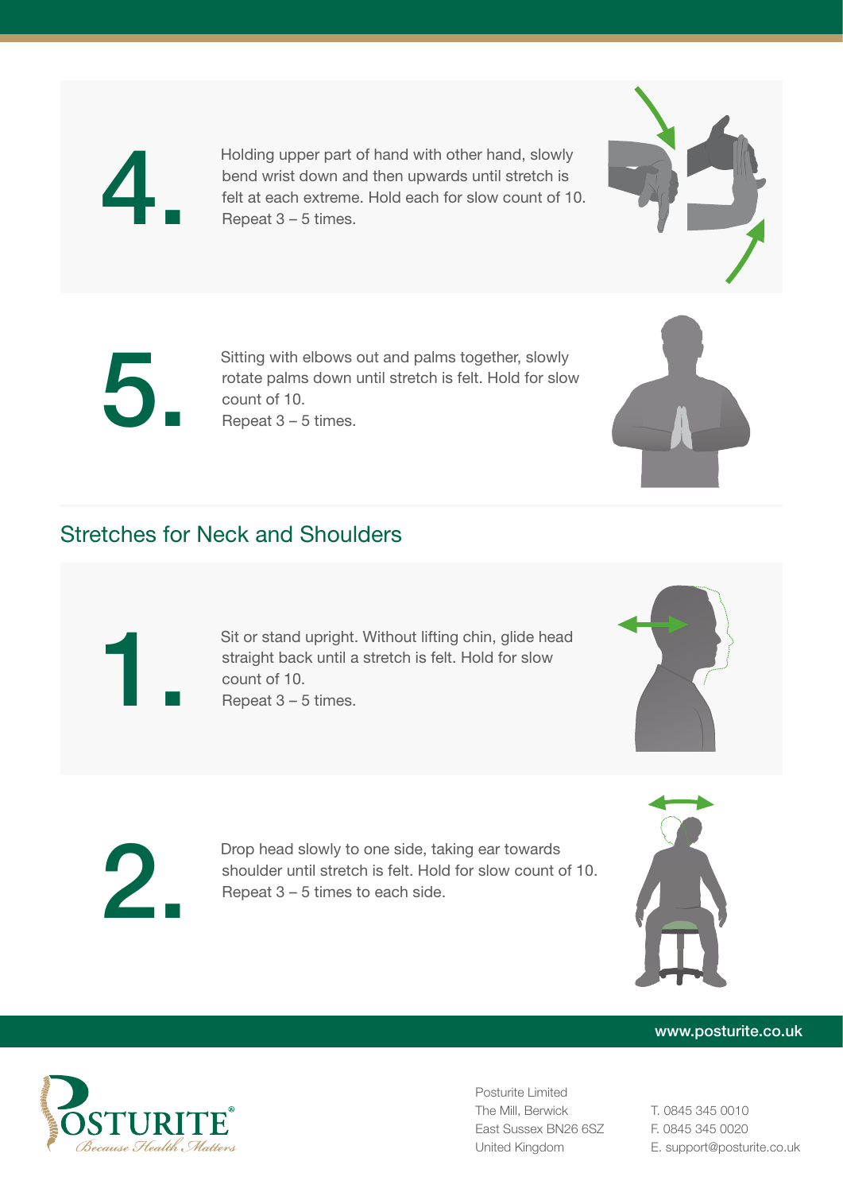4. Holding upper part of hand with other hand, slowly bend wrist down and then upwards until stretch is felt at each extreme. Hold each for slow count of 10.
Repeat 3 – 5 times.

5. Sitting with elbows out and palms together, slowly rotate palms down until stretch is felt. Hold for slow count of 10.
Repeat 3 – 5 times.

## Stretches for Neck and Shoulders

1. Sit or stand upright. Without lifting chin, glide head straight back until a stretch is felt. Hold for slow count of 10.
Repeat 3 – 5 times.

2. Drop head slowly to one side, taking ear towards shoulder until stretch is felt. Hold for slow count of 10.
Repeat 3 – 5 times to each side.

www.posturite.co.uk

POSTURITE® *Because Health Matters*

Posturite Limited
The Mill, Berwick
East Sussex BN26 6SZ
United Kingdom

T. 0845 345 0010
F. 0845 345 0020
E. support@posturite.co.uk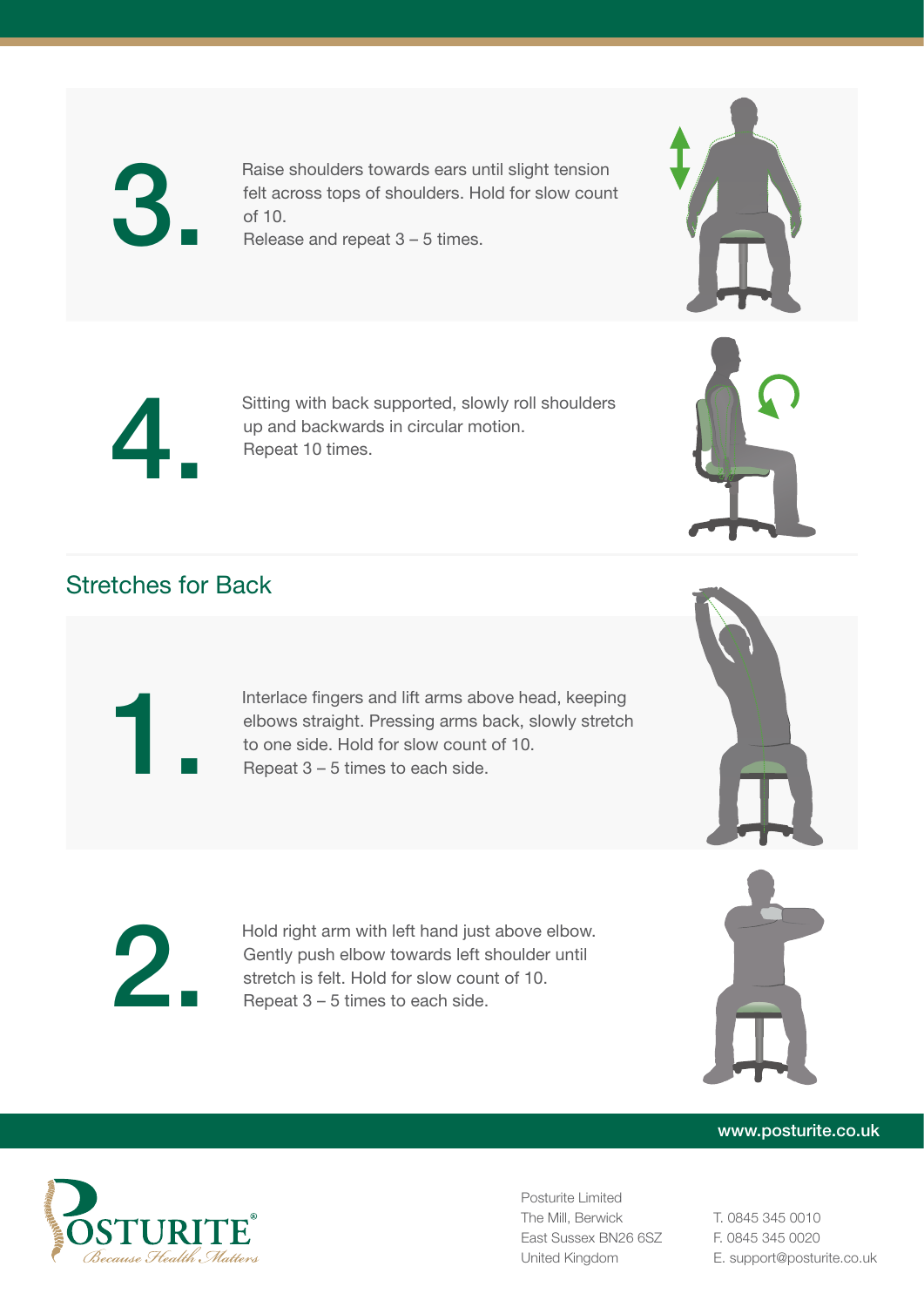**3.** Raise shoulders towards ears until slight tension felt across tops of shoulders. Hold for slow count of 10.
Release and repeat 3 – 5 times.

**4.** Sitting with back supported, slowly roll shoulders up and backwards in circular motion.
Repeat 10 times.

## Stretches for Back

**1.** Interlace fingers and lift arms above head, keeping elbows straight. Pressing arms back, slowly stretch to one side. Hold for slow count of 10.
Repeat 3 – 5 times to each side.

**2.** Hold right arm with left hand just above elbow. Gently push elbow towards left shoulder until stretch is felt. Hold for slow count of 10.
Repeat 3 – 5 times to each side.

www.posturite.co.uk

POSTURITE®
*Because Health Matters*

Posturite Limited
The Mill, Berwick
East Sussex BN26 6SZ
United Kingdom

T. 0845 345 0010
F. 0845 345 0020
E. support@posturite.co.uk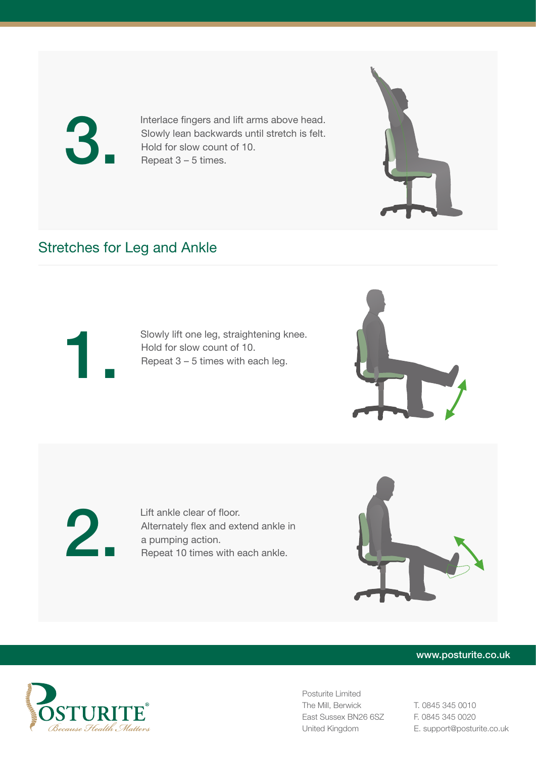3. Interlace fingers and lift arms above head.
Slowly lean backwards until stretch is felt.
Hold for slow count of 10.
Repeat 3 – 5 times.

## Stretches for Leg and Ankle

1. Slowly lift one leg, straightening knee.
Hold for slow count of 10.
Repeat 3 – 5 times with each leg.

2. Lift ankle clear of floor.
Alternately flex and extend ankle in a pumping action.
Repeat 10 times with each ankle.

www.posturite.co.uk

POSTURITE®
*Because Health Matters*

Posturite Limited
The Mill, Berwick
East Sussex BN26 6SZ
United Kingdom

T. 0845 345 0010
F. 0845 345 0020
E. support@posturite.co.uk